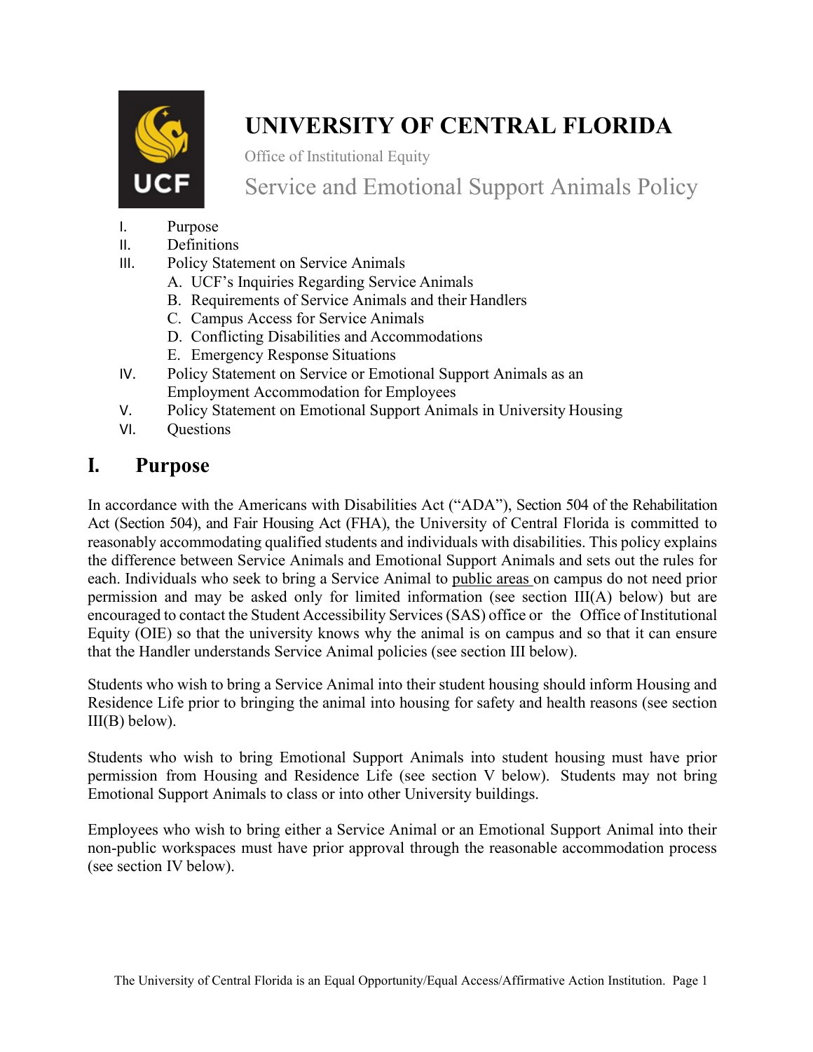# UNIVERSITY OF CENTRAL FLORIDA

Office of Institutional Equity

## Service and Emotional Support Animals Policy

- I. Purpose
- II. Definitions
- III. Policy Statement on Service Animals
    - A. UCF's Inquiries Regarding Service Animals
    - B. Requirements of Service Animals and their Handlers
    - C. Campus Access for Service Animals
    - D. Conflicting Disabilities and Accommodations
    - E. Emergency Response Situations
- IV. Policy Statement on Service or Emotional Support Animals as an Employment Accommodation for Employees
- V. Policy Statement on Emotional Support Animals in University Housing
- VI. Questions

## I. Purpose

In accordance with the Americans with Disabilities Act ("ADA"), Section 504 of the Rehabilitation Act (Section 504), and Fair Housing Act (FHA), the University of Central Florida is committed to reasonably accommodating qualified students and individuals with disabilities. This policy explains the difference between Service Animals and Emotional Support Animals and sets out the rules for each. Individuals who seek to bring a Service Animal to <u>public areas</u> on campus do not need prior permission and may be asked only for limited information (see section III(A) below) but are encouraged to contact the Student Accessibility Services (SAS) office or the Office of Institutional Equity (OIE) so that the university knows why the animal is on campus and so that it can ensure that the Handler understands Service Animal policies (see section III below).

Students who wish to bring a Service Animal into their student housing should inform Housing and Residence Life prior to bringing the animal into housing for safety and health reasons (see section III(B) below).

Students who wish to bring Emotional Support Animals into student housing must have prior permission from Housing and Residence Life (see section V below). Students may not bring Emotional Support Animals to class or into other University buildings.

Employees who wish to bring either a Service Animal or an Emotional Support Animal into their non-public workspaces must have prior approval through the reasonable accommodation process (see section IV below).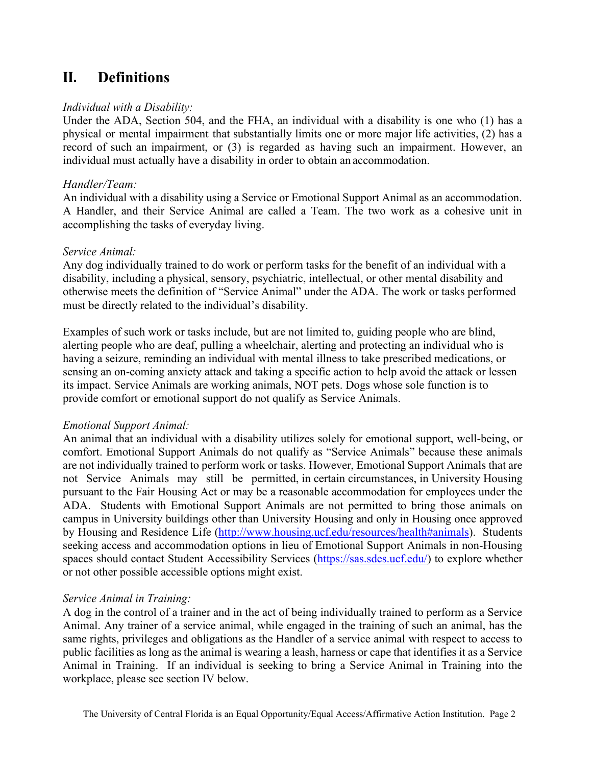## II. Definitions

*Individual with a Disability:*
Under the ADA, Section 504, and the FHA, an individual with a disability is one who (1) has a physical or mental impairment that substantially limits one or more major life activities, (2) has a record of such an impairment, or (3) is regarded as having such an impairment. However, an individual must actually have a disability in order to obtain an accommodation.

*Handler/Team:*
An individual with a disability using a Service or Emotional Support Animal as an accommodation. A Handler, and their Service Animal are called a Team. The two work as a cohesive unit in accomplishing the tasks of everyday living.

*Service Animal:*
Any dog individually trained to do work or perform tasks for the benefit of an individual with a disability, including a physical, sensory, psychiatric, intellectual, or other mental disability and otherwise meets the definition of "Service Animal" under the ADA. The work or tasks performed must be directly related to the individual's disability.

Examples of such work or tasks include, but are not limited to, guiding people who are blind, alerting people who are deaf, pulling a wheelchair, alerting and protecting an individual who is having a seizure, reminding an individual with mental illness to take prescribed medications, or sensing an on-coming anxiety attack and taking a specific action to help avoid the attack or lessen its impact. Service Animals are working animals, NOT pets. Dogs whose sole function is to provide comfort or emotional support do not qualify as Service Animals.

*Emotional Support Animal:*
An animal that an individual with a disability utilizes solely for emotional support, well-being, or comfort. Emotional Support Animals do not qualify as "Service Animals" because these animals are not individually trained to perform work or tasks. However, Emotional Support Animals that are not Service Animals may still be permitted, in certain circumstances, in University Housing pursuant to the Fair Housing Act or may be a reasonable accommodation for employees under the ADA. Students with Emotional Support Animals are not permitted to bring those animals on campus in University buildings other than University Housing and only in Housing once approved by Housing and Residence Life (http://www.housing.ucf.edu/resources/health#animals). Students seeking access and accommodation options in lieu of Emotional Support Animals in non-Housing spaces should contact Student Accessibility Services (https://sas.sdes.ucf.edu/) to explore whether or not other possible accessible options might exist.

*Service Animal in Training:*
A dog in the control of a trainer and in the act of being individually trained to perform as a Service Animal. Any trainer of a service animal, while engaged in the training of such an animal, has the same rights, privileges and obligations as the Handler of a service animal with respect to access to public facilities as long as the animal is wearing a leash, harness or cape that identifies it as a Service Animal in Training. If an individual is seeking to bring a Service Animal in Training into the workplace, please see section IV below.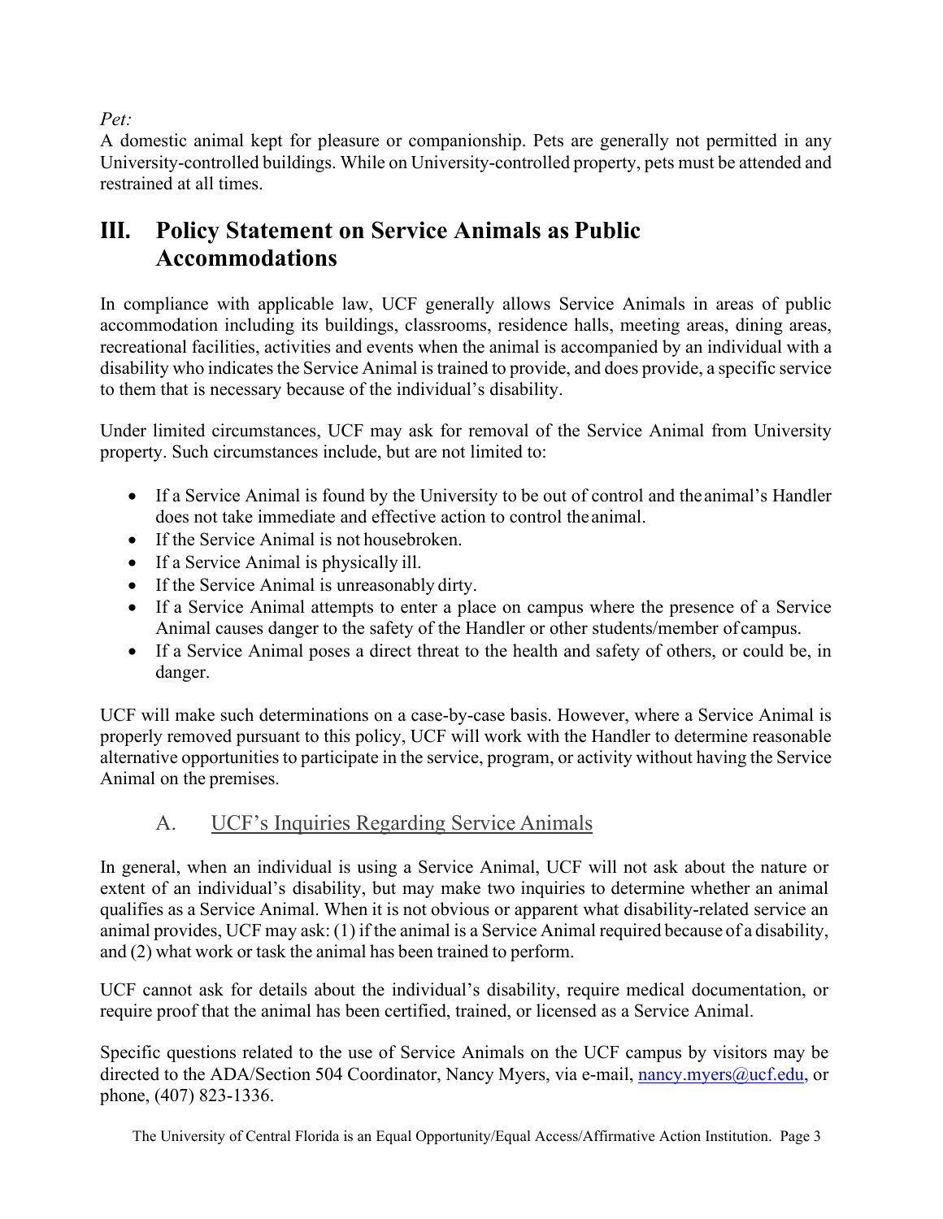*Pet:*
A domestic animal kept for pleasure or companionship. Pets are generally not permitted in any University-controlled buildings. While on University-controlled property, pets must be attended and restrained at all times.

## III. Policy Statement on Service Animals as Public Accommodations

In compliance with applicable law, UCF generally allows Service Animals in areas of public accommodation including its buildings, classrooms, residence halls, meeting areas, dining areas, recreational facilities, activities and events when the animal is accompanied by an individual with a disability who indicates the Service Animal is trained to provide, and does provide, a specific service to them that is necessary because of the individual's disability.

Under limited circumstances, UCF may ask for removal of the Service Animal from University property. Such circumstances include, but are not limited to:

- If a Service Animal is found by the University to be out of control and the animal's Handler does not take immediate and effective action to control the animal.
- If the Service Animal is not housebroken.
- If a Service Animal is physically ill.
- If the Service Animal is unreasonably dirty.
- If a Service Animal attempts to enter a place on campus where the presence of a Service Animal causes danger to the safety of the Handler or other students/member of campus.
- If a Service Animal poses a direct threat to the health and safety of others, or could be, in danger.

UCF will make such determinations on a case-by-case basis. However, where a Service Animal is properly removed pursuant to this policy, UCF will work with the Handler to determine reasonable alternative opportunities to participate in the service, program, or activity without having the Service Animal on the premises.

### A. UCF's Inquiries Regarding Service Animals

In general, when an individual is using a Service Animal, UCF will not ask about the nature or extent of an individual's disability, but may make two inquiries to determine whether an animal qualifies as a Service Animal. When it is not obvious or apparent what disability-related service an animal provides, UCF may ask: (1) if the animal is a Service Animal required because of a disability, and (2) what work or task the animal has been trained to perform.

UCF cannot ask for details about the individual's disability, require medical documentation, or require proof that the animal has been certified, trained, or licensed as a Service Animal.

Specific questions related to the use of Service Animals on the UCF campus by visitors may be directed to the ADA/Section 504 Coordinator, Nancy Myers, via e-mail, nancy.myers@ucf.edu, or phone, (407) 823-1336.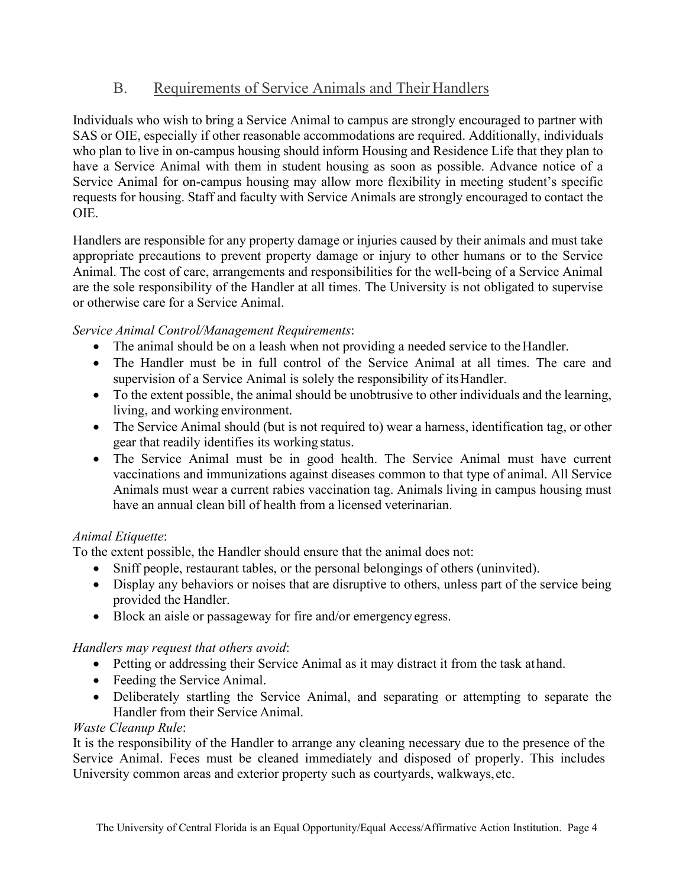## B. Requirements of Service Animals and Their Handlers

Individuals who wish to bring a Service Animal to campus are strongly encouraged to partner with SAS or OIE, especially if other reasonable accommodations are required. Additionally, individuals who plan to live in on-campus housing should inform Housing and Residence Life that they plan to have a Service Animal with them in student housing as soon as possible. Advance notice of a Service Animal for on-campus housing may allow more flexibility in meeting student's specific requests for housing. Staff and faculty with Service Animals are strongly encouraged to contact the OIE.

Handlers are responsible for any property damage or injuries caused by their animals and must take appropriate precautions to prevent property damage or injury to other humans or to the Service Animal. The cost of care, arrangements and responsibilities for the well-being of a Service Animal are the sole responsibility of the Handler at all times. The University is not obligated to supervise or otherwise care for a Service Animal.

*Service Animal Control/Management Requirements*:

- The animal should be on a leash when not providing a needed service to the Handler.
- The Handler must be in full control of the Service Animal at all times. The care and supervision of a Service Animal is solely the responsibility of its Handler.
- To the extent possible, the animal should be unobtrusive to other individuals and the learning, living, and working environment.
- The Service Animal should (but is not required to) wear a harness, identification tag, or other gear that readily identifies its working status.
- The Service Animal must be in good health. The Service Animal must have current vaccinations and immunizations against diseases common to that type of animal. All Service Animals must wear a current rabies vaccination tag. Animals living in campus housing must have an annual clean bill of health from a licensed veterinarian.

*Animal Etiquette*:

To the extent possible, the Handler should ensure that the animal does not:

- Sniff people, restaurant tables, or the personal belongings of others (uninvited).
- Display any behaviors or noises that are disruptive to others, unless part of the service being provided the Handler.
- Block an aisle or passageway for fire and/or emergency egress.

*Handlers may request that others avoid*:

- Petting or addressing their Service Animal as it may distract it from the task at hand.
- Feeding the Service Animal.
- Deliberately startling the Service Animal, and separating or attempting to separate the Handler from their Service Animal.

*Waste Cleanup Rule*:

It is the responsibility of the Handler to arrange any cleaning necessary due to the presence of the Service Animal. Feces must be cleaned immediately and disposed of properly. This includes University common areas and exterior property such as courtyards, walkways, etc.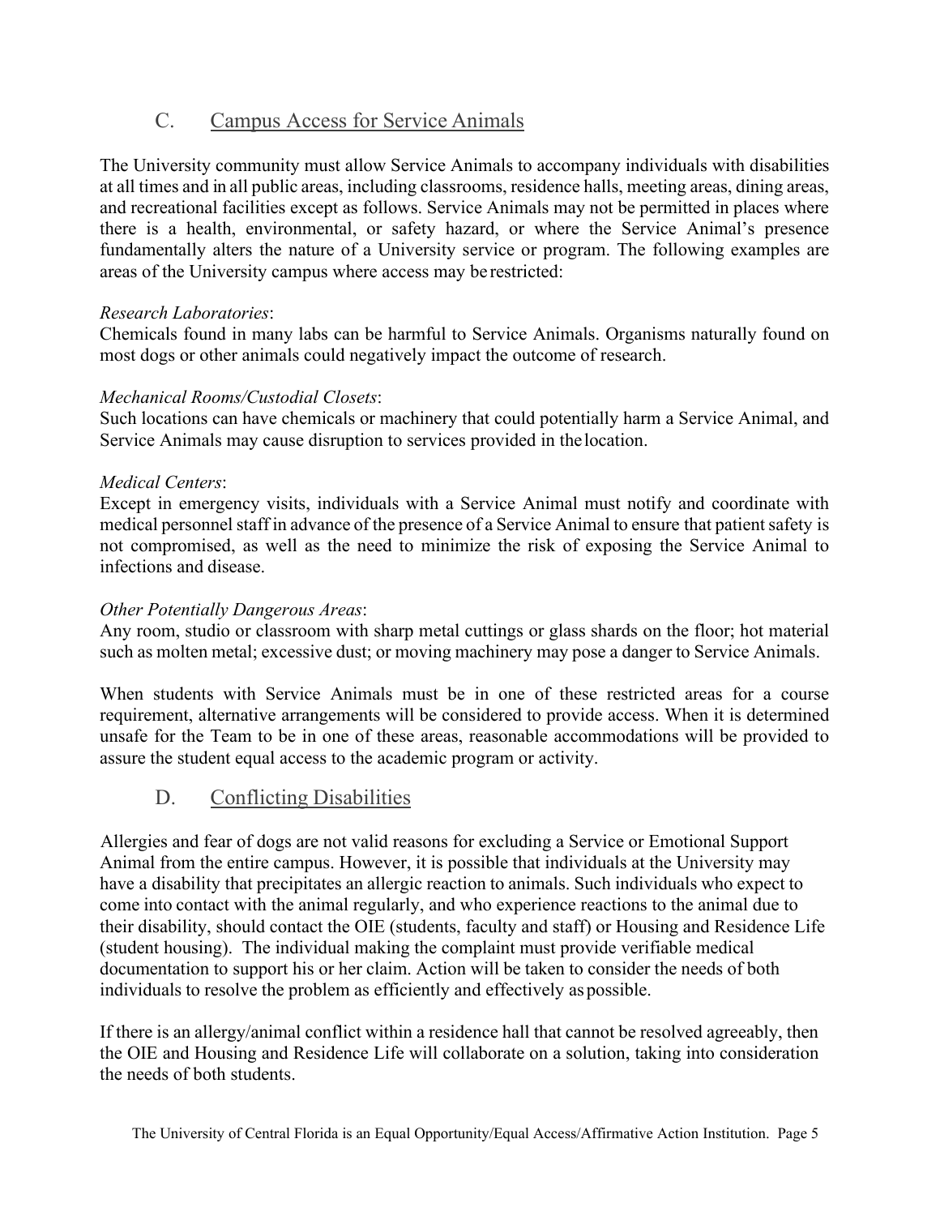## C. Campus Access for Service Animals

The University community must allow Service Animals to accompany individuals with disabilities at all times and in all public areas, including classrooms, residence halls, meeting areas, dining areas, and recreational facilities except as follows. Service Animals may not be permitted in places where there is a health, environmental, or safety hazard, or where the Service Animal's presence fundamentally alters the nature of a University service or program. The following examples are areas of the University campus where access may be restricted:

*Research Laboratories*:
Chemicals found in many labs can be harmful to Service Animals. Organisms naturally found on most dogs or other animals could negatively impact the outcome of research.

*Mechanical Rooms/Custodial Closets*:
Such locations can have chemicals or machinery that could potentially harm a Service Animal, and Service Animals may cause disruption to services provided in the location.

*Medical Centers*:
Except in emergency visits, individuals with a Service Animal must notify and coordinate with medical personnel staff in advance of the presence of a Service Animal to ensure that patient safety is not compromised, as well as the need to minimize the risk of exposing the Service Animal to infections and disease.

*Other Potentially Dangerous Areas*:
Any room, studio or classroom with sharp metal cuttings or glass shards on the floor; hot material such as molten metal; excessive dust; or moving machinery may pose a danger to Service Animals.

When students with Service Animals must be in one of these restricted areas for a course requirement, alternative arrangements will be considered to provide access. When it is determined unsafe for the Team to be in one of these areas, reasonable accommodations will be provided to assure the student equal access to the academic program or activity.

## D. Conflicting Disabilities

Allergies and fear of dogs are not valid reasons for excluding a Service or Emotional Support Animal from the entire campus. However, it is possible that individuals at the University may have a disability that precipitates an allergic reaction to animals. Such individuals who expect to come into contact with the animal regularly, and who experience reactions to the animal due to their disability, should contact the OIE (students, faculty and staff) or Housing and Residence Life (student housing). The individual making the complaint must provide verifiable medical documentation to support his or her claim. Action will be taken to consider the needs of both individuals to resolve the problem as efficiently and effectively as possible.

If there is an allergy/animal conflict within a residence hall that cannot be resolved agreeably, then the OIE and Housing and Residence Life will collaborate on a solution, taking into consideration the needs of both students.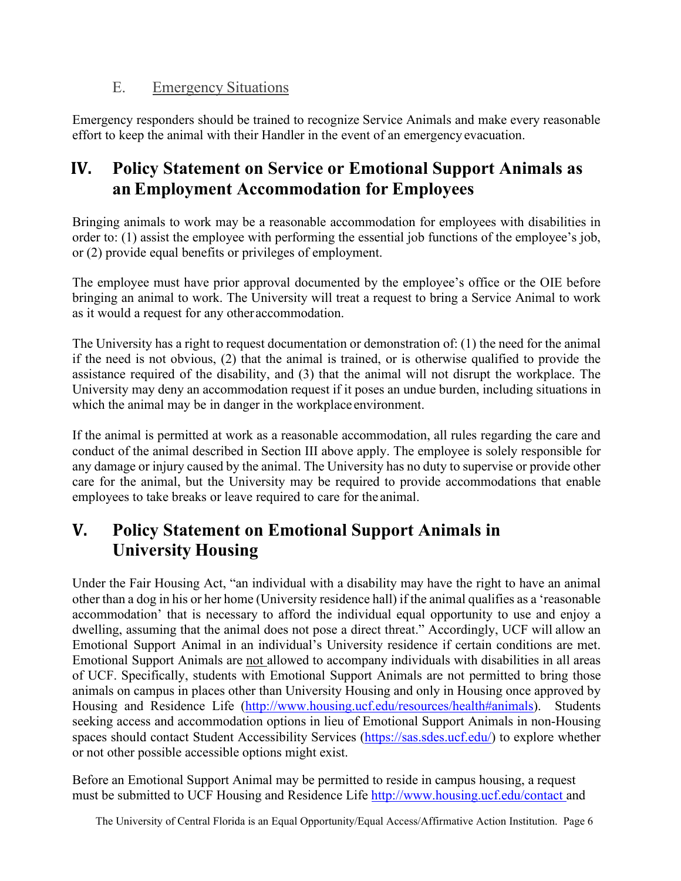### E. Emergency Situations

Emergency responders should be trained to recognize Service Animals and make every reasonable effort to keep the animal with their Handler in the event of an emergency evacuation.

## IV. Policy Statement on Service or Emotional Support Animals as an Employment Accommodation for Employees

Bringing animals to work may be a reasonable accommodation for employees with disabilities in order to: (1) assist the employee with performing the essential job functions of the employee's job, or (2) provide equal benefits or privileges of employment.

The employee must have prior approval documented by the employee's office or the OIE before bringing an animal to work. The University will treat a request to bring a Service Animal to work as it would a request for any other accommodation.

The University has a right to request documentation or demonstration of: (1) the need for the animal if the need is not obvious, (2) that the animal is trained, or is otherwise qualified to provide the assistance required of the disability, and (3) that the animal will not disrupt the workplace. The University may deny an accommodation request if it poses an undue burden, including situations in which the animal may be in danger in the workplace environment.

If the animal is permitted at work as a reasonable accommodation, all rules regarding the care and conduct of the animal described in Section III above apply. The employee is solely responsible for any damage or injury caused by the animal. The University has no duty to supervise or provide other care for the animal, but the University may be required to provide accommodations that enable employees to take breaks or leave required to care for the animal.

## V. Policy Statement on Emotional Support Animals in University Housing

Under the Fair Housing Act, "an individual with a disability may have the right to have an animal other than a dog in his or her home (University residence hall) if the animal qualifies as a 'reasonable accommodation' that is necessary to afford the individual equal opportunity to use and enjoy a dwelling, assuming that the animal does not pose a direct threat." Accordingly, UCF will allow an Emotional Support Animal in an individual's University residence if certain conditions are met. Emotional Support Animals are not allowed to accompany individuals with disabilities in all areas of UCF. Specifically, students with Emotional Support Animals are not permitted to bring those animals on campus in places other than University Housing and only in Housing once approved by Housing and Residence Life (http://www.housing.ucf.edu/resources/health#animals). Students seeking access and accommodation options in lieu of Emotional Support Animals in non-Housing spaces should contact Student Accessibility Services (https://sas.sdes.ucf.edu/) to explore whether or not other possible accessible options might exist.

Before an Emotional Support Animal may be permitted to reside in campus housing, a request must be submitted to UCF Housing and Residence Life http://www.housing.ucf.edu/contact and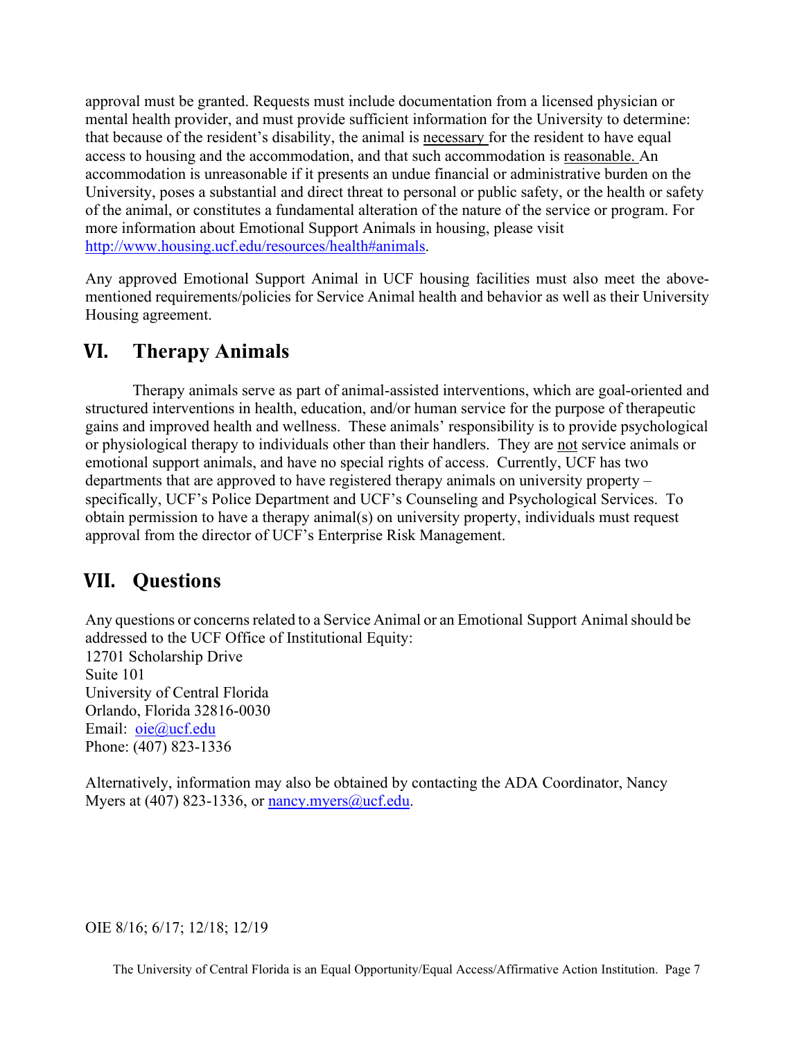approval must be granted. Requests must include documentation from a licensed physician or mental health provider, and must provide sufficient information for the University to determine: that because of the resident's disability, the animal is necessary for the resident to have equal access to housing and the accommodation, and that such accommodation is reasonable. An accommodation is unreasonable if it presents an undue financial or administrative burden on the University, poses a substantial and direct threat to personal or public safety, or the health or safety of the animal, or constitutes a fundamental alteration of the nature of the service or program. For more information about Emotional Support Animals in housing, please visit http://www.housing.ucf.edu/resources/health#animals.

Any approved Emotional Support Animal in UCF housing facilities must also meet the above-mentioned requirements/policies for Service Animal health and behavior as well as their University Housing agreement.

## VI. Therapy Animals

Therapy animals serve as part of animal-assisted interventions, which are goal-oriented and structured interventions in health, education, and/or human service for the purpose of therapeutic gains and improved health and wellness. These animals' responsibility is to provide psychological or physiological therapy to individuals other than their handlers. They are not service animals or emotional support animals, and have no special rights of access. Currently, UCF has two departments that are approved to have registered therapy animals on university property – specifically, UCF's Police Department and UCF's Counseling and Psychological Services. To obtain permission to have a therapy animal(s) on university property, individuals must request approval from the director of UCF's Enterprise Risk Management.

## VII. Questions

Any questions or concerns related to a Service Animal or an Emotional Support Animal should be addressed to the UCF Office of Institutional Equity:
12701 Scholarship Drive
Suite 101
University of Central Florida
Orlando, Florida 32816-0030
Email: oie@ucf.edu
Phone: (407) 823-1336

Alternatively, information may also be obtained by contacting the ADA Coordinator, Nancy Myers at (407) 823-1336, or nancy.myers@ucf.edu.

OIE 8/16; 6/17; 12/18; 12/19

The University of Central Florida is an Equal Opportunity/Equal Access/Affirmative Action Institution.